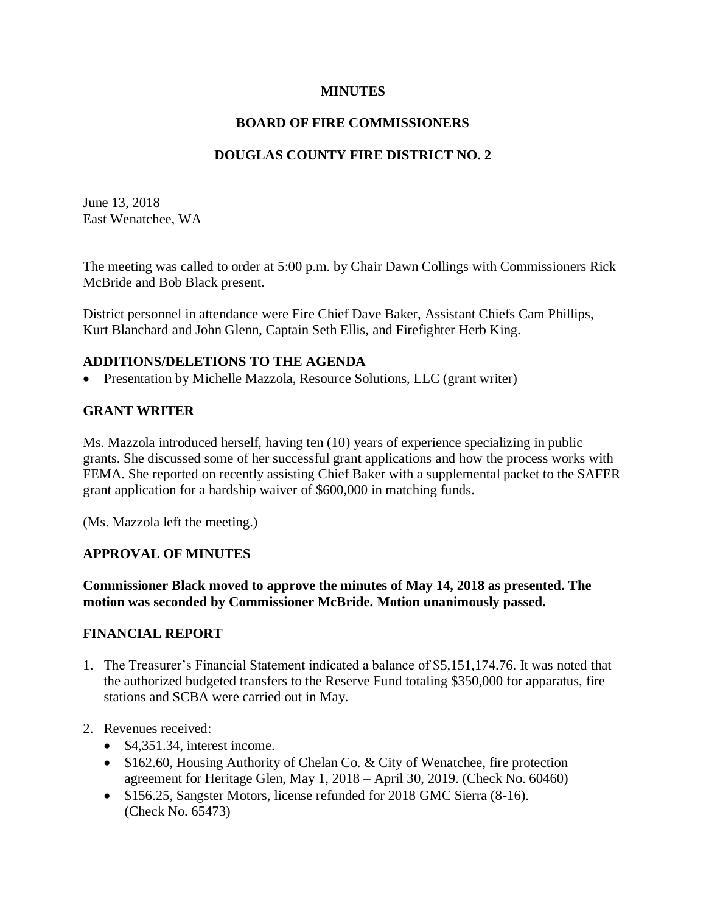**MINUTES**

**BOARD OF FIRE COMMISSIONERS**

**DOUGLAS COUNTY FIRE DISTRICT NO. 2**

June 13, 2018
East Wenatchee, WA

The meeting was called to order at 5:00 p.m. by Chair Dawn Collings with Commissioners Rick McBride and Bob Black present.

District personnel in attendance were Fire Chief Dave Baker, Assistant Chiefs Cam Phillips, Kurt Blanchard and John Glenn, Captain Seth Ellis, and Firefighter Herb King.

## ADDITIONS/DELETIONS TO THE AGENDA

- Presentation by Michelle Mazzola, Resource Solutions, LLC (grant writer)

## GRANT WRITER

Ms. Mazzola introduced herself, having ten (10) years of experience specializing in public grants. She discussed some of her successful grant applications and how the process works with FEMA. She reported on recently assisting Chief Baker with a supplemental packet to the SAFER grant application for a hardship waiver of $600,000 in matching funds.

(Ms. Mazzola left the meeting.)

## APPROVAL OF MINUTES

**Commissioner Black moved to approve the minutes of May 14, 2018 as presented. The motion was seconded by Commissioner McBride. Motion unanimously passed.**

## FINANCIAL REPORT

1. The Treasurer's Financial Statement indicated a balance of $5,151,174.76. It was noted that the authorized budgeted transfers to the Reserve Fund totaling $350,000 for apparatus, fire stations and SCBA were carried out in May.

2. Revenues received:
   - $4,351.34, interest income.
   - $162.60, Housing Authority of Chelan Co. & City of Wenatchee, fire protection agreement for Heritage Glen, May 1, 2018 – April 30, 2019. (Check No. 60460)
   - $156.25, Sangster Motors, license refunded for 2018 GMC Sierra (8-16). (Check No. 65473)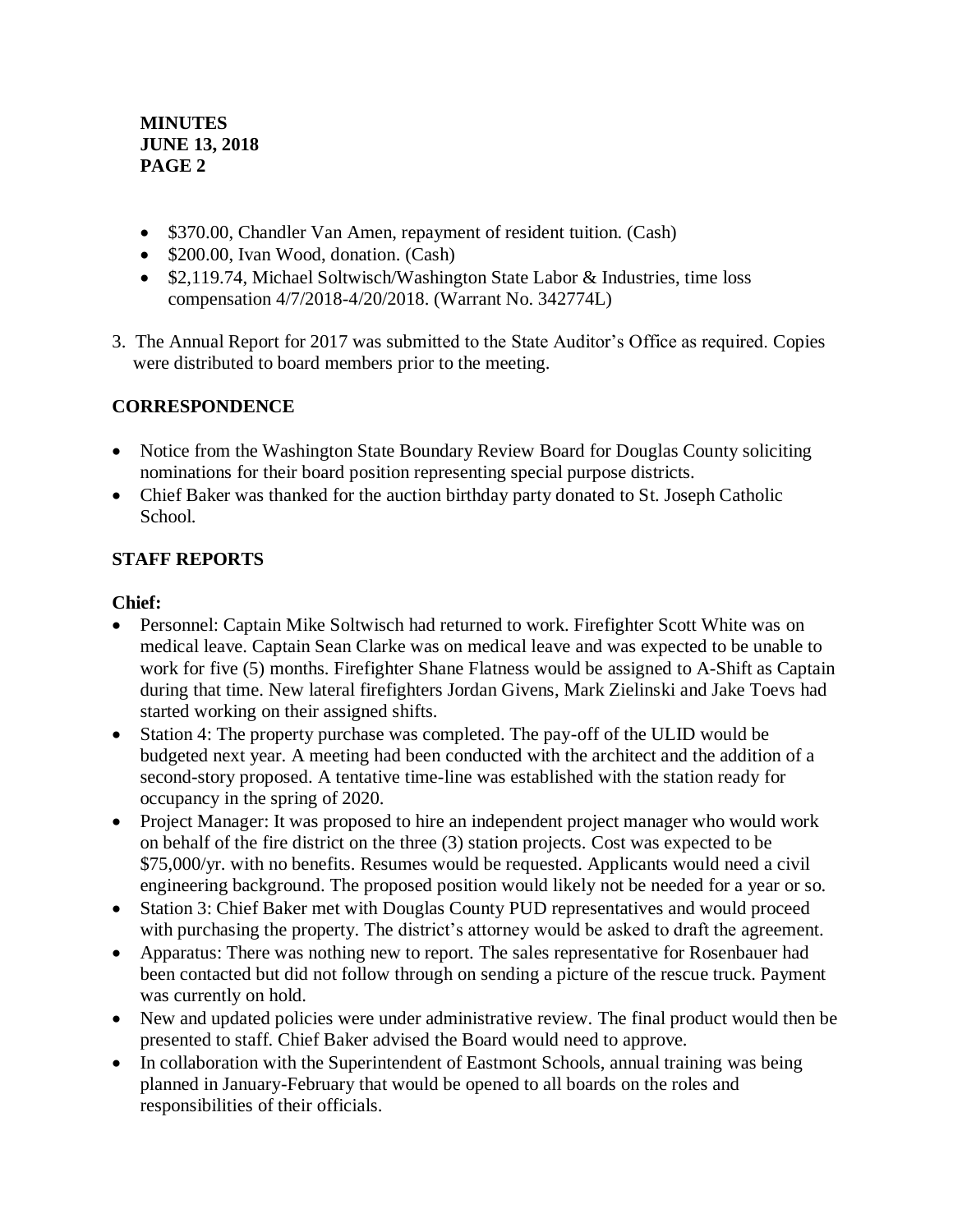- $370.00, Chandler Van Amen, repayment of resident tuition. (Cash)
- $200.00, Ivan Wood, donation. (Cash)
- $2,119.74, Michael Soltwisch/Washington State Labor & Industries, time loss compensation 4/7/2018-4/20/2018. (Warrant No. 342774L)

3. The Annual Report for 2017 was submitted to the State Auditor's Office as required. Copies were distributed to board members prior to the meeting.

## CORRESPONDENCE

- Notice from the Washington State Boundary Review Board for Douglas County soliciting nominations for their board position representing special purpose districts.
- Chief Baker was thanked for the auction birthday party donated to St. Joseph Catholic School.

## STAFF REPORTS

### Chief:

- Personnel: Captain Mike Soltwisch had returned to work. Firefighter Scott White was on medical leave. Captain Sean Clarke was on medical leave and was expected to be unable to work for five (5) months. Firefighter Shane Flatness would be assigned to A-Shift as Captain during that time. New lateral firefighters Jordan Givens, Mark Zielinski and Jake Toevs had started working on their assigned shifts.
- Station 4: The property purchase was completed. The pay-off of the ULID would be budgeted next year. A meeting had been conducted with the architect and the addition of a second-story proposed. A tentative time-line was established with the station ready for occupancy in the spring of 2020.
- Project Manager: It was proposed to hire an independent project manager who would work on behalf of the fire district on the three (3) station projects. Cost was expected to be $75,000/yr. with no benefits. Resumes would be requested. Applicants would need a civil engineering background. The proposed position would likely not be needed for a year or so.
- Station 3: Chief Baker met with Douglas County PUD representatives and would proceed with purchasing the property. The district's attorney would be asked to draft the agreement.
- Apparatus: There was nothing new to report. The sales representative for Rosenbauer had been contacted but did not follow through on sending a picture of the rescue truck. Payment was currently on hold.
- New and updated policies were under administrative review. The final product would then be presented to staff. Chief Baker advised the Board would need to approve.
- In collaboration with the Superintendent of Eastmont Schools, annual training was being planned in January-February that would be opened to all boards on the roles and responsibilities of their officials.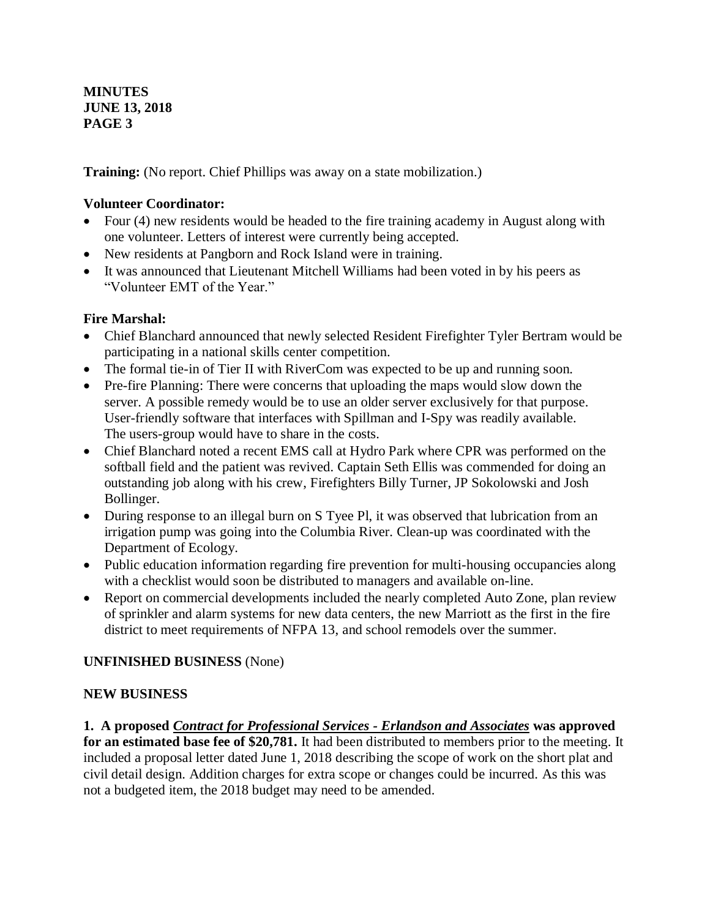**Training:** (No report. Chief Phillips was away on a state mobilization.)

**Volunteer Coordinator:**

- Four (4) new residents would be headed to the fire training academy in August along with one volunteer. Letters of interest were currently being accepted.
- New residents at Pangborn and Rock Island were in training.
- It was announced that Lieutenant Mitchell Williams had been voted in by his peers as "Volunteer EMT of the Year."

**Fire Marshal:**

- Chief Blanchard announced that newly selected Resident Firefighter Tyler Bertram would be participating in a national skills center competition.
- The formal tie-in of Tier II with RiverCom was expected to be up and running soon.
- Pre-fire Planning: There were concerns that uploading the maps would slow down the server. A possible remedy would be to use an older server exclusively for that purpose. User-friendly software that interfaces with Spillman and I-Spy was readily available. The users-group would have to share in the costs.
- Chief Blanchard noted a recent EMS call at Hydro Park where CPR was performed on the softball field and the patient was revived. Captain Seth Ellis was commended for doing an outstanding job along with his crew, Firefighters Billy Turner, JP Sokolowski and Josh Bollinger.
- During response to an illegal burn on S Tyee Pl, it was observed that lubrication from an irrigation pump was going into the Columbia River. Clean-up was coordinated with the Department of Ecology.
- Public education information regarding fire prevention for multi-housing occupancies along with a checklist would soon be distributed to managers and available on-line.
- Report on commercial developments included the nearly completed Auto Zone, plan review of sprinkler and alarm systems for new data centers, the new Marriott as the first in the fire district to meet requirements of NFPA 13, and school remodels over the summer.

**UNFINISHED BUSINESS** (None)

**NEW BUSINESS**

**1. A proposed *Contract for Professional Services - Erlandson and Associates* was approved for an estimated base fee of $20,781.** It had been distributed to members prior to the meeting. It included a proposal letter dated June 1, 2018 describing the scope of work on the short plat and civil detail design. Addition charges for extra scope or changes could be incurred. As this was not a budgeted item, the 2018 budget may need to be amended.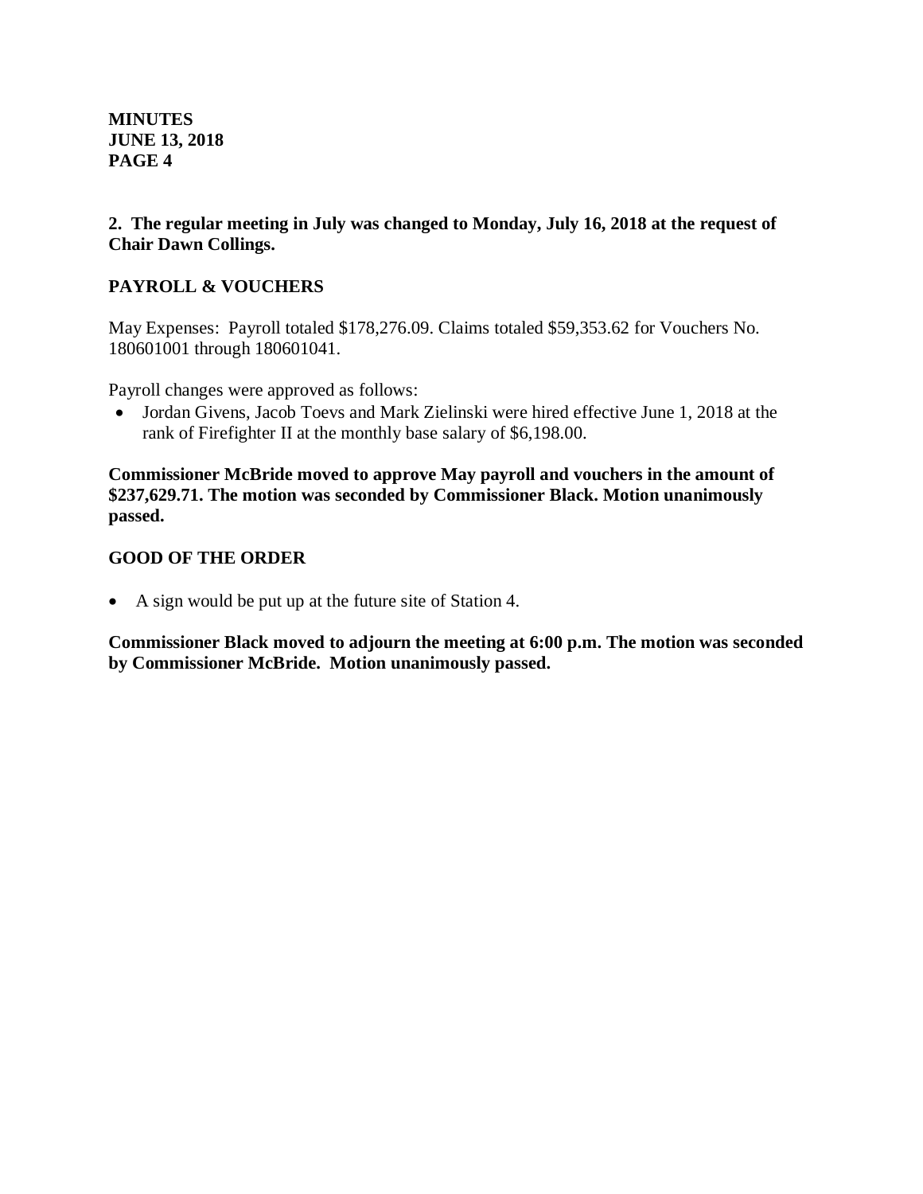**2. The regular meeting in July was changed to Monday, July 16, 2018 at the request of Chair Dawn Collings.**

## PAYROLL & VOUCHERS

May Expenses: Payroll totaled $178,276.09. Claims totaled $59,353.62 for Vouchers No. 180601001 through 180601041.

Payroll changes were approved as follows:

- Jordan Givens, Jacob Toevs and Mark Zielinski were hired effective June 1, 2018 at the rank of Firefighter II at the monthly base salary of $6,198.00.

**Commissioner McBride moved to approve May payroll and vouchers in the amount of $237,629.71. The motion was seconded by Commissioner Black. Motion unanimously passed.**

## GOOD OF THE ORDER

- A sign would be put up at the future site of Station 4.

**Commissioner Black moved to adjourn the meeting at 6:00 p.m. The motion was seconded by Commissioner McBride. Motion unanimously passed.**